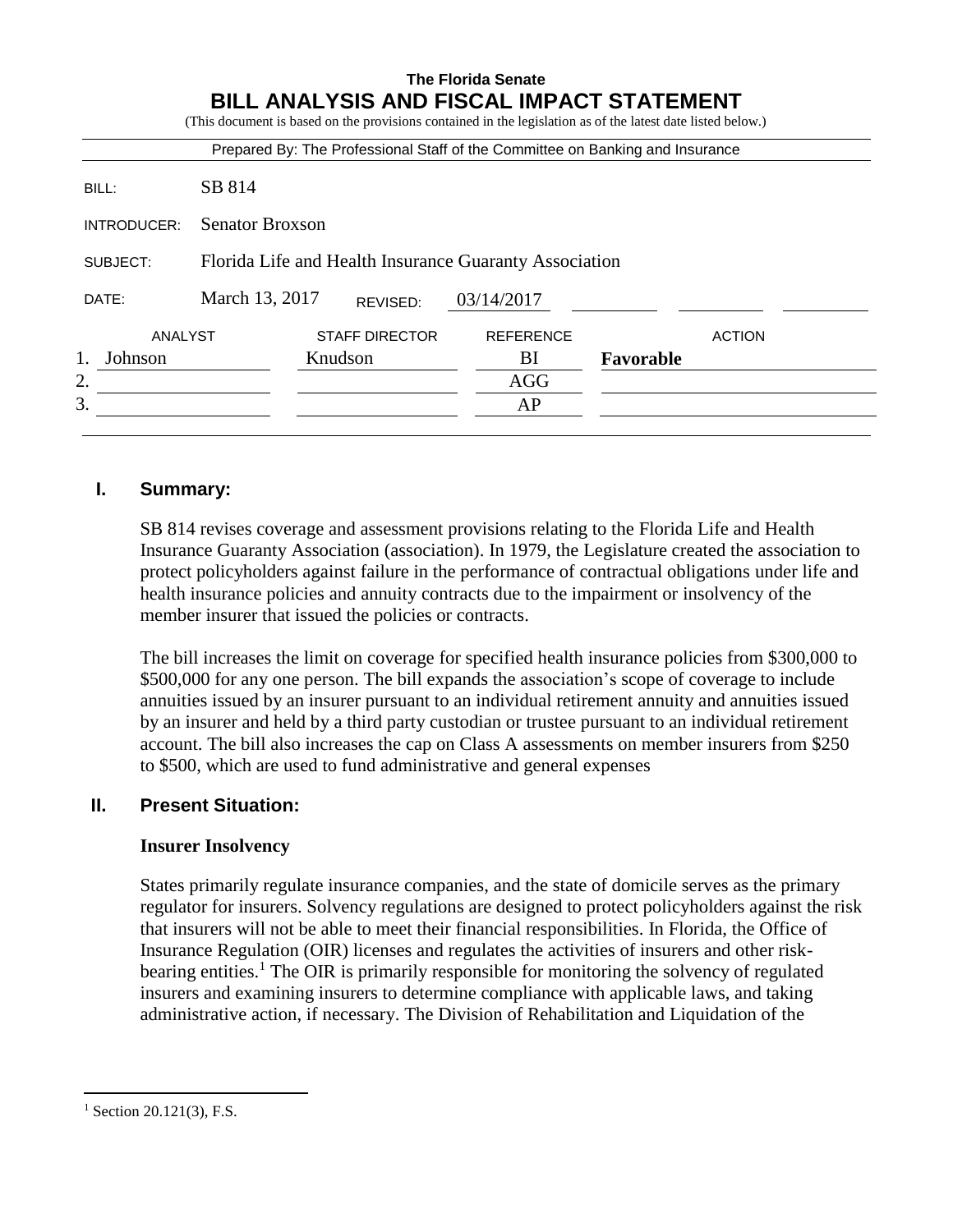**The Florida Senate**

# BILL ANALYSIS AND FISCAL IMPACT STATEMENT

(This document is based on the provisions contained in the legislation as of the latest date listed below.)

Prepared By: The Professional Staff of the Committee on Banking and Insurance

| | |
|---|---|
| BILL: | SB 814 |
| INTRODUCER: | Senator Broxson |
| SUBJECT: | Florida Life and Health Insurance Guaranty Association |
| DATE: | March 13, 2017 REVISED: 03/14/2017 |

| ANALYST | STAFF DIRECTOR | REFERENCE | ACTION |
|---|---|---|---|
| 1. Johnson | Knudson | BI | **Favorable** |
| 2. | | AGG | |
| 3. | | AP | |

## I. Summary:

SB 814 revises coverage and assessment provisions relating to the Florida Life and Health Insurance Guaranty Association (association). In 1979, the Legislature created the association to protect policyholders against failure in the performance of contractual obligations under life and health insurance policies and annuity contracts due to the impairment or insolvency of the member insurer that issued the policies or contracts.

The bill increases the limit on coverage for specified health insurance policies from $300,000 to $500,000 for any one person. The bill expands the association's scope of coverage to include annuities issued by an insurer pursuant to an individual retirement annuity and annuities issued by an insurer and held by a third party custodian or trustee pursuant to an individual retirement account. The bill also increases the cap on Class A assessments on member insurers from $250 to $500, which are used to fund administrative and general expenses

## II. Present Situation:

### Insurer Insolvency

States primarily regulate insurance companies, and the state of domicile serves as the primary regulator for insurers. Solvency regulations are designed to protect policyholders against the risk that insurers will not be able to meet their financial responsibilities. In Florida, the Office of Insurance Regulation (OIR) licenses and regulates the activities of insurers and other risk-bearing entities.[1] The OIR is primarily responsible for monitoring the solvency of regulated insurers and examining insurers to determine compliance with applicable laws, and taking administrative action, if necessary. The Division of Rehabilitation and Liquidation of the

---

[1] Section 20.121(3), F.S.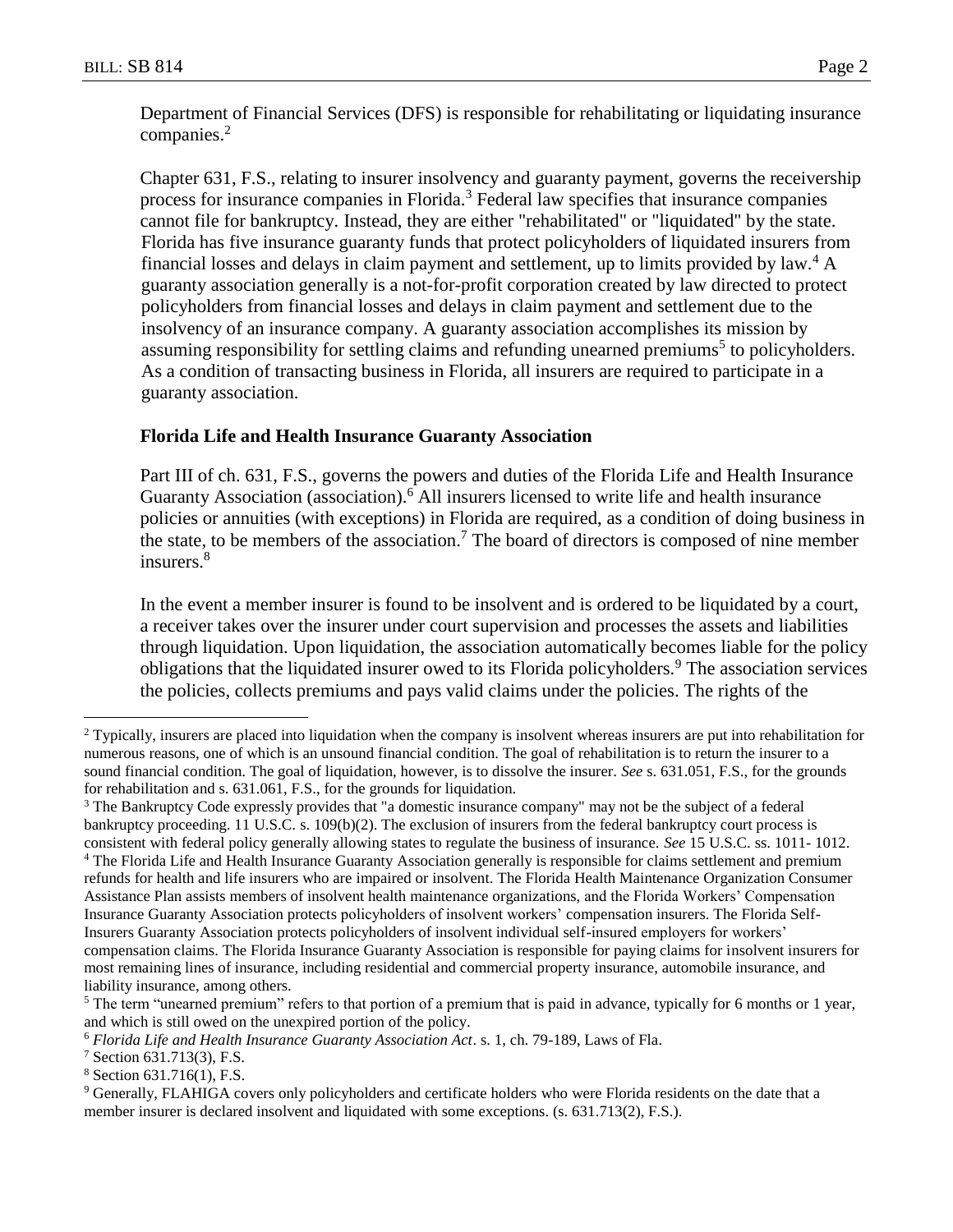Department of Financial Services (DFS) is responsible for rehabilitating or liquidating insurance companies.[2]

Chapter 631, F.S., relating to insurer insolvency and guaranty payment, governs the receivership process for insurance companies in Florida.[3] Federal law specifies that insurance companies cannot file for bankruptcy. Instead, they are either "rehabilitated" or "liquidated" by the state. Florida has five insurance guaranty funds that protect policyholders of liquidated insurers from financial losses and delays in claim payment and settlement, up to limits provided by law.[4] A guaranty association generally is a not-for-profit corporation created by law directed to protect policyholders from financial losses and delays in claim payment and settlement due to the insolvency of an insurance company. A guaranty association accomplishes its mission by assuming responsibility for settling claims and refunding unearned premiums[5] to policyholders. As a condition of transacting business in Florida, all insurers are required to participate in a guaranty association.

**Florida Life and Health Insurance Guaranty Association**

Part III of ch. 631, F.S., governs the powers and duties of the Florida Life and Health Insurance Guaranty Association (association).[6] All insurers licensed to write life and health insurance policies or annuities (with exceptions) in Florida are required, as a condition of doing business in the state, to be members of the association.[7] The board of directors is composed of nine member insurers.[8]

In the event a member insurer is found to be insolvent and is ordered to be liquidated by a court, a receiver takes over the insurer under court supervision and processes the assets and liabilities through liquidation. Upon liquidation, the association automatically becomes liable for the policy obligations that the liquidated insurer owed to its Florida policyholders.[9] The association services the policies, collects premiums and pays valid claims under the policies. The rights of the

---

[2] Typically, insurers are placed into liquidation when the company is insolvent whereas insurers are put into rehabilitation for numerous reasons, one of which is an unsound financial condition. The goal of rehabilitation is to return the insurer to a sound financial condition. The goal of liquidation, however, is to dissolve the insurer. *See* s. 631.051, F.S., for the grounds for rehabilitation and s. 631.061, F.S., for the grounds for liquidation.

[3] The Bankruptcy Code expressly provides that "a domestic insurance company" may not be the subject of a federal bankruptcy proceeding. 11 U.S.C. s. 109(b)(2). The exclusion of insurers from the federal bankruptcy court process is consistent with federal policy generally allowing states to regulate the business of insurance. *See* 15 U.S.C. ss. 1011- 1012.

[4] The Florida Life and Health Insurance Guaranty Association generally is responsible for claims settlement and premium refunds for health and life insurers who are impaired or insolvent. The Florida Health Maintenance Organization Consumer Assistance Plan assists members of insolvent health maintenance organizations, and the Florida Workers' Compensation Insurance Guaranty Association protects policyholders of insolvent workers' compensation insurers. The Florida Self-Insurers Guaranty Association protects policyholders of insolvent individual self-insured employers for workers' compensation claims. The Florida Insurance Guaranty Association is responsible for paying claims for insolvent insurers for most remaining lines of insurance, including residential and commercial property insurance, automobile insurance, and liability insurance, among others.

[5] The term "unearned premium" refers to that portion of a premium that is paid in advance, typically for 6 months or 1 year, and which is still owed on the unexpired portion of the policy.

[6] *Florida Life and Health Insurance Guaranty Association Act*. s. 1, ch. 79-189, Laws of Fla.

[7] Section 631.713(3), F.S.

[8] Section 631.716(1), F.S.

[9] Generally, FLAHIGA covers only policyholders and certificate holders who were Florida residents on the date that a member insurer is declared insolvent and liquidated with some exceptions. (s. 631.713(2), F.S.).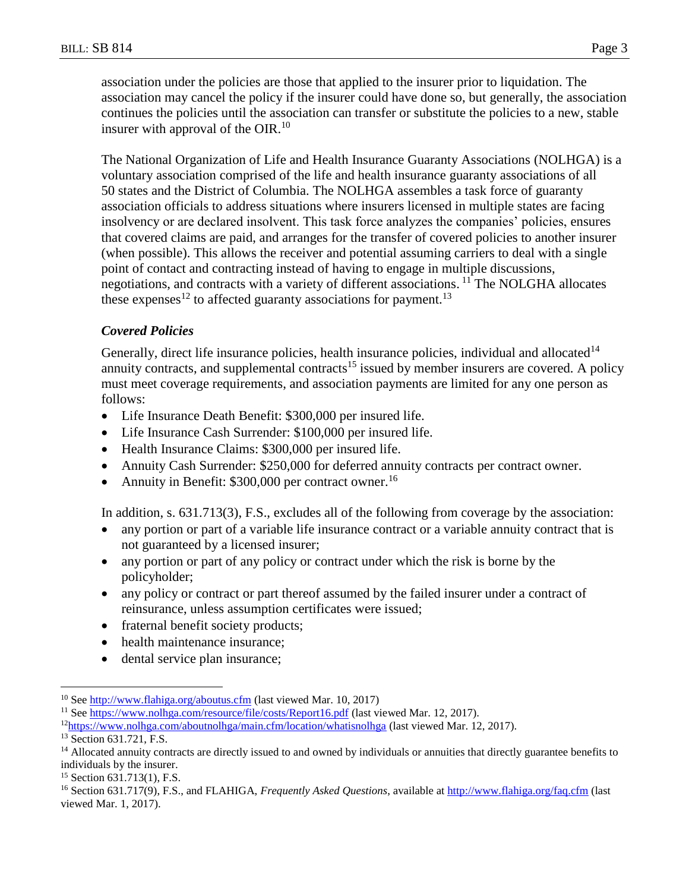association under the policies are those that applied to the insurer prior to liquidation. The association may cancel the policy if the insurer could have done so, but generally, the association continues the policies until the association can transfer or substitute the policies to a new, stable insurer with approval of the OIR.[10]

The National Organization of Life and Health Insurance Guaranty Associations (NOLHGA) is a voluntary association comprised of the life and health insurance guaranty associations of all 50 states and the District of Columbia. The NOLHGA assembles a task force of guaranty association officials to address situations where insurers licensed in multiple states are facing insolvency or are declared insolvent. This task force analyzes the companies' policies, ensures that covered claims are paid, and arranges for the transfer of covered policies to another insurer (when possible). This allows the receiver and potential assuming carriers to deal with a single point of contact and contracting instead of having to engage in multiple discussions, negotiations, and contracts with a variety of different associations.[11] The NOLGHA allocates these expenses[12] to affected guaranty associations for payment.[13]

### *Covered Policies*

Generally, direct life insurance policies, health insurance policies, individual and allocated[14] annuity contracts, and supplemental contracts[15] issued by member insurers are covered. A policy must meet coverage requirements, and association payments are limited for any one person as follows:

- Life Insurance Death Benefit: $300,000 per insured life.
- Life Insurance Cash Surrender: $100,000 per insured life.
- Health Insurance Claims: $300,000 per insured life.
- Annuity Cash Surrender: $250,000 for deferred annuity contracts per contract owner.
- Annuity in Benefit: $300,000 per contract owner.[16]

In addition, s. 631.713(3), F.S., excludes all of the following from coverage by the association:

- any portion or part of a variable life insurance contract or a variable annuity contract that is not guaranteed by a licensed insurer;
- any portion or part of any policy or contract under which the risk is borne by the policyholder;
- any policy or contract or part thereof assumed by the failed insurer under a contract of reinsurance, unless assumption certificates were issued;
- fraternal benefit society products;
- health maintenance insurance;
- dental service plan insurance;

---

[10] See http://www.flahiga.org/aboutus.cfm (last viewed Mar. 10, 2017)

[11] See https://www.nolhga.com/resource/file/costs/Report16.pdf (last viewed Mar. 12, 2017).

[12] https://www.nolhga.com/aboutnolhga/main.cfm/location/whatisnolhga (last viewed Mar. 12, 2017).

[13] Section 631.721, F.S.

[14] Allocated annuity contracts are directly issued to and owned by individuals or annuities that directly guarantee benefits to individuals by the insurer.

[15] Section 631.713(1), F.S.

[16] Section 631.717(9), F.S., and FLAHIGA, *Frequently Asked Questions*, available at http://www.flahiga.org/faq.cfm (last viewed Mar. 1, 2017).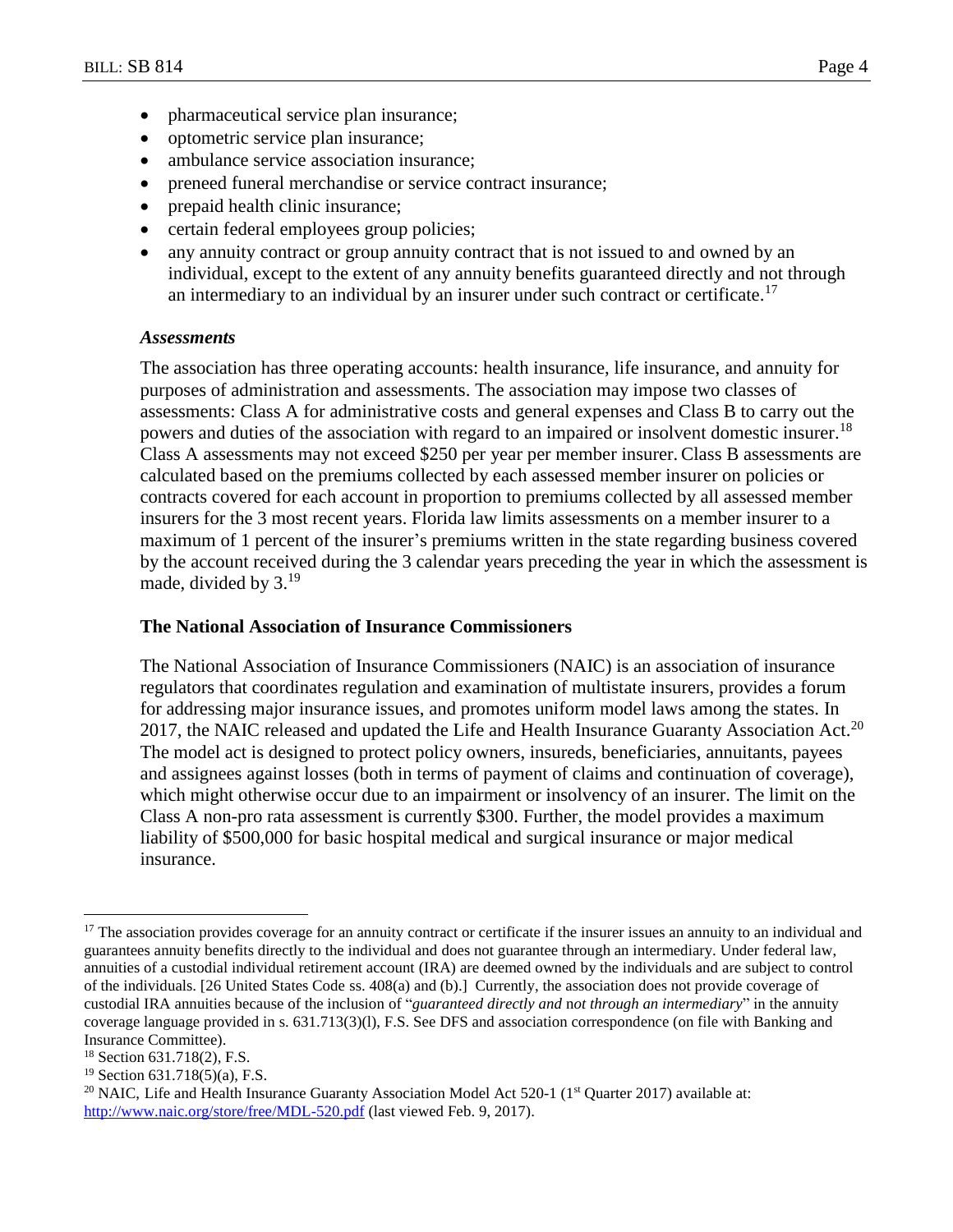- pharmaceutical service plan insurance;
- optometric service plan insurance;
- ambulance service association insurance;
- preneed funeral merchandise or service contract insurance;
- prepaid health clinic insurance;
- certain federal employees group policies;
- any annuity contract or group annuity contract that is not issued to and owned by an individual, except to the extent of any annuity benefits guaranteed directly and not through an intermediary to an individual by an insurer under such contract or certificate.[17]

*Assessments*

The association has three operating accounts: health insurance, life insurance, and annuity for purposes of administration and assessments. The association may impose two classes of assessments: Class A for administrative costs and general expenses and Class B to carry out the powers and duties of the association with regard to an impaired or insolvent domestic insurer.[18] Class A assessments may not exceed $250 per year per member insurer. Class B assessments are calculated based on the premiums collected by each assessed member insurer on policies or contracts covered for each account in proportion to premiums collected by all assessed member insurers for the 3 most recent years. Florida law limits assessments on a member insurer to a maximum of 1 percent of the insurer's premiums written in the state regarding business covered by the account received during the 3 calendar years preceding the year in which the assessment is made, divided by 3.[19]

**The National Association of Insurance Commissioners**

The National Association of Insurance Commissioners (NAIC) is an association of insurance regulators that coordinates regulation and examination of multistate insurers, provides a forum for addressing major insurance issues, and promotes uniform model laws among the states. In 2017, the NAIC released and updated the Life and Health Insurance Guaranty Association Act.[20] The model act is designed to protect policy owners, insureds, beneficiaries, annuitants, payees and assignees against losses (both in terms of payment of claims and continuation of coverage), which might otherwise occur due to an impairment or insolvency of an insurer. The limit on the Class A non-pro rata assessment is currently $300. Further, the model provides a maximum liability of $500,000 for basic hospital medical and surgical insurance or major medical insurance.

---

[17] The association provides coverage for an annuity contract or certificate if the insurer issues an annuity to an individual and guarantees annuity benefits directly to the individual and does not guarantee through an intermediary. Under federal law, annuities of a custodial individual retirement account (IRA) are deemed owned by the individuals and are subject to control of the individuals. [26 United States Code ss. 408(a) and (b).] Currently, the association does not provide coverage of custodial IRA annuities because of the inclusion of "*guaranteed directly and* n*ot through an intermediary*" in the annuity coverage language provided in s. 631.713(3)(l), F.S. See DFS and association correspondence (on file with Banking and Insurance Committee).

[18] Section 631.718(2), F.S.

[19] Section 631.718(5)(a), F.S.

[20] NAIC, Life and Health Insurance Guaranty Association Model Act 520-1 (1st Quarter 2017) available at: http://www.naic.org/store/free/MDL-520.pdf (last viewed Feb. 9, 2017).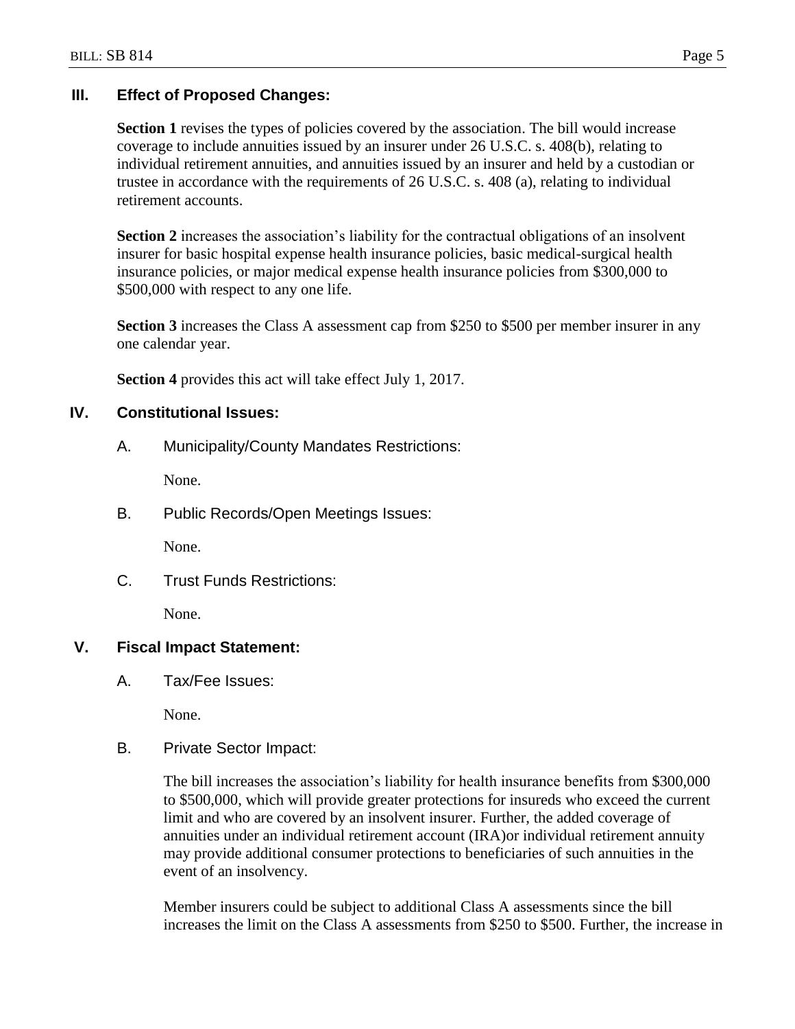## III. Effect of Proposed Changes:

**Section 1** revises the types of policies covered by the association. The bill would increase coverage to include annuities issued by an insurer under 26 U.S.C. s. 408(b), relating to individual retirement annuities, and annuities issued by an insurer and held by a custodian or trustee in accordance with the requirements of 26 U.S.C. s. 408 (a), relating to individual retirement accounts.

**Section 2** increases the association's liability for the contractual obligations of an insolvent insurer for basic hospital expense health insurance policies, basic medical-surgical health insurance policies, or major medical expense health insurance policies from $300,000 to $500,000 with respect to any one life.

**Section 3** increases the Class A assessment cap from $250 to $500 per member insurer in any one calendar year.

**Section 4** provides this act will take effect July 1, 2017.

## IV. Constitutional Issues:

A. Municipality/County Mandates Restrictions:

None.

B. Public Records/Open Meetings Issues:

None.

C. Trust Funds Restrictions:

None.

## V. Fiscal Impact Statement:

A. Tax/Fee Issues:

None.

B. Private Sector Impact:

The bill increases the association's liability for health insurance benefits from $300,000 to $500,000, which will provide greater protections for insureds who exceed the current limit and who are covered by an insolvent insurer. Further, the added coverage of annuities under an individual retirement account (IRA)or individual retirement annuity may provide additional consumer protections to beneficiaries of such annuities in the event of an insolvency.

Member insurers could be subject to additional Class A assessments since the bill increases the limit on the Class A assessments from $250 to $500. Further, the increase in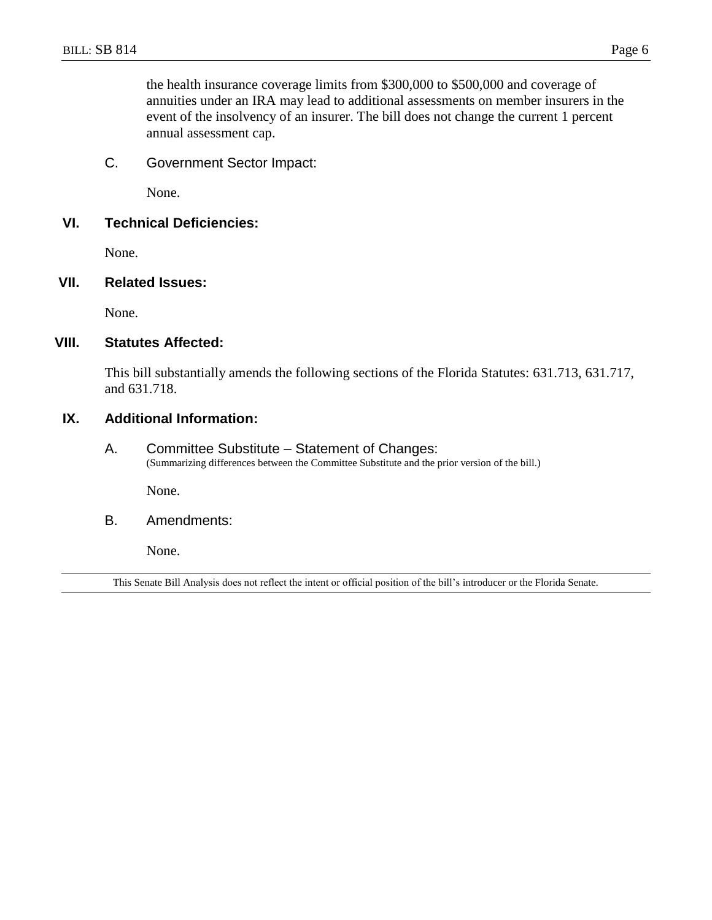the health insurance coverage limits from $300,000 to $500,000 and coverage of annuities under an IRA may lead to additional assessments on member insurers in the event of the insolvency of an insurer. The bill does not change the current 1 percent annual assessment cap.

### C. Government Sector Impact:

None.

## VI. Technical Deficiencies:

None.

## VII. Related Issues:

None.

## VIII. Statutes Affected:

This bill substantially amends the following sections of the Florida Statutes: 631.713, 631.717, and 631.718.

## IX. Additional Information:

### A. Committee Substitute – Statement of Changes:

(Summarizing differences between the Committee Substitute and the prior version of the bill.)

None.

### B. Amendments:

None.

This Senate Bill Analysis does not reflect the intent or official position of the bill's introducer or the Florida Senate.